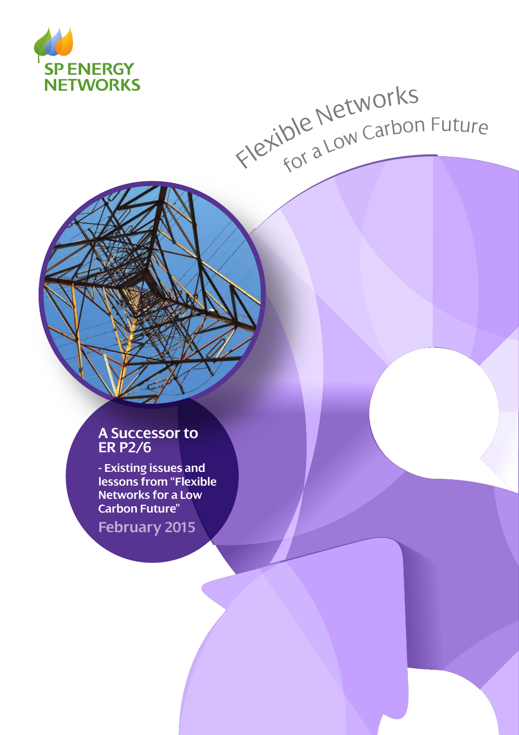SP ENERGY NETWORKS

Flexible Networks for a Low Carbon Future

# A Successor to ER P2/6

## - Existing issues and lessons from "Flexible Networks for a Low Carbon Future"

February 2015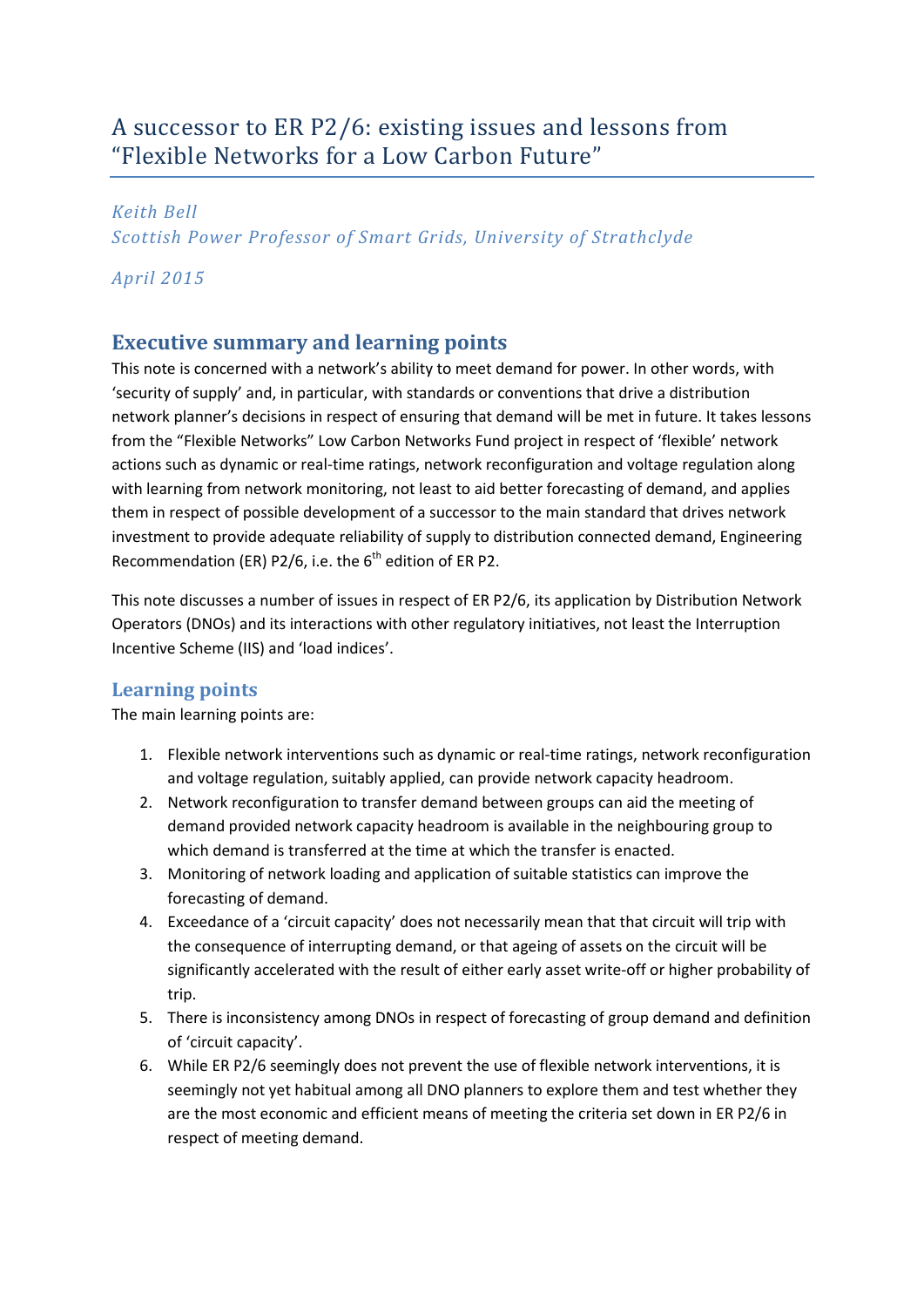# A successor to ER P2/6: existing issues and lessons from "Flexible Networks for a Low Carbon Future"

*Keith Bell*
*Scottish Power Professor of Smart Grids, University of Strathclyde*

*April 2015*

## Executive summary and learning points

This note is concerned with a network's ability to meet demand for power. In other words, with 'security of supply' and, in particular, with standards or conventions that drive a distribution network planner's decisions in respect of ensuring that demand will be met in future. It takes lessons from the "Flexible Networks" Low Carbon Networks Fund project in respect of 'flexible' network actions such as dynamic or real-time ratings, network reconfiguration and voltage regulation along with learning from network monitoring, not least to aid better forecasting of demand, and applies them in respect of possible development of a successor to the main standard that drives network investment to provide adequate reliability of supply to distribution connected demand, Engineering Recommendation (ER) P2/6, i.e. the 6th edition of ER P2.

This note discusses a number of issues in respect of ER P2/6, its application by Distribution Network Operators (DNOs) and its interactions with other regulatory initiatives, not least the Interruption Incentive Scheme (IIS) and 'load indices'.

### Learning points

The main learning points are:

1. Flexible network interventions such as dynamic or real-time ratings, network reconfiguration and voltage regulation, suitably applied, can provide network capacity headroom.
2. Network reconfiguration to transfer demand between groups can aid the meeting of demand provided network capacity headroom is available in the neighbouring group to which demand is transferred at the time at which the transfer is enacted.
3. Monitoring of network loading and application of suitable statistics can improve the forecasting of demand.
4. Exceedance of a 'circuit capacity' does not necessarily mean that that circuit will trip with the consequence of interrupting demand, or that ageing of assets on the circuit will be significantly accelerated with the result of either early asset write-off or higher probability of trip.
5. There is inconsistency among DNOs in respect of forecasting of group demand and definition of 'circuit capacity'.
6. While ER P2/6 seemingly does not prevent the use of flexible network interventions, it is seemingly not yet habitual among all DNO planners to explore them and test whether they are the most economic and efficient means of meeting the criteria set down in ER P2/6 in respect of meeting demand.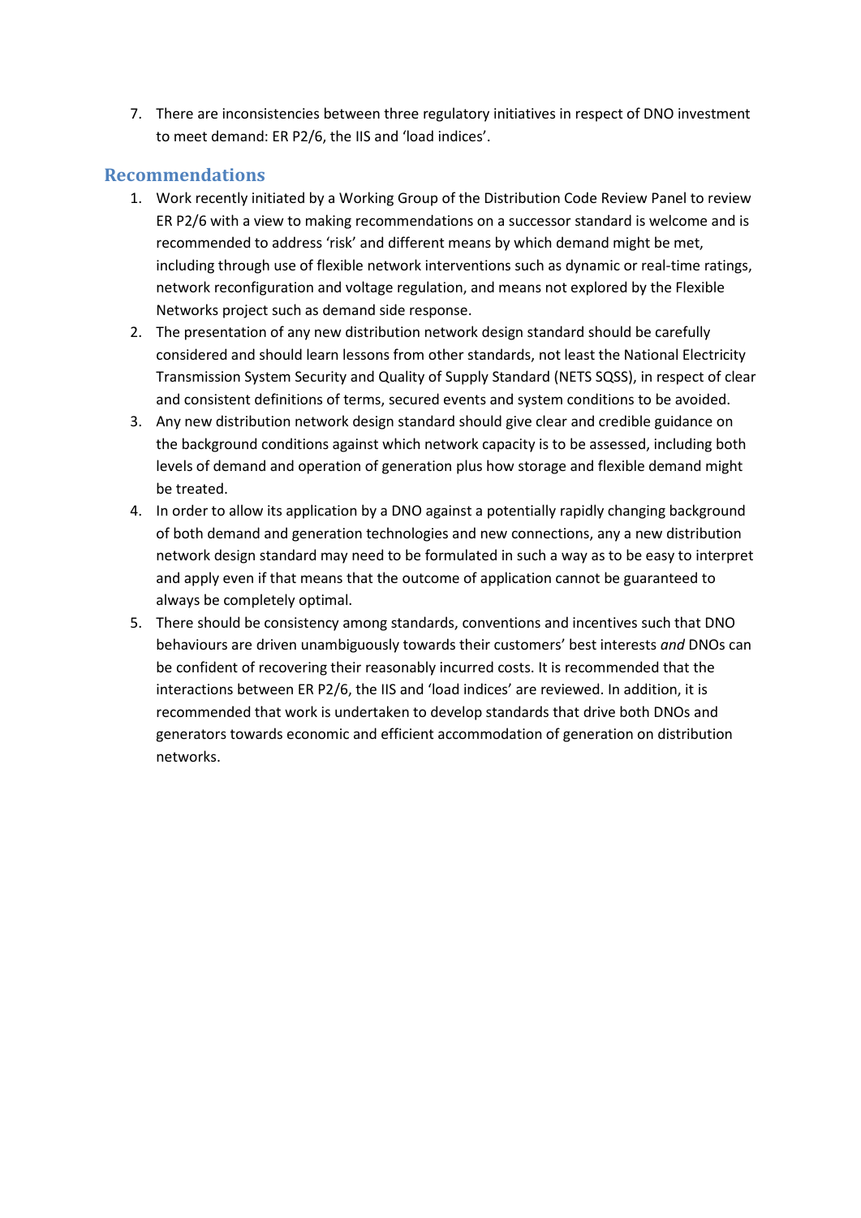7. There are inconsistencies between three regulatory initiatives in respect of DNO investment to meet demand: ER P2/6, the IIS and 'load indices'.

## Recommendations

1. Work recently initiated by a Working Group of the Distribution Code Review Panel to review ER P2/6 with a view to making recommendations on a successor standard is welcome and is recommended to address 'risk' and different means by which demand might be met, including through use of flexible network interventions such as dynamic or real-time ratings, network reconfiguration and voltage regulation, and means not explored by the Flexible Networks project such as demand side response.
2. The presentation of any new distribution network design standard should be carefully considered and should learn lessons from other standards, not least the National Electricity Transmission System Security and Quality of Supply Standard (NETS SQSS), in respect of clear and consistent definitions of terms, secured events and system conditions to be avoided.
3. Any new distribution network design standard should give clear and credible guidance on the background conditions against which network capacity is to be assessed, including both levels of demand and operation of generation plus how storage and flexible demand might be treated.
4. In order to allow its application by a DNO against a potentially rapidly changing background of both demand and generation technologies and new connections, any a new distribution network design standard may need to be formulated in such a way as to be easy to interpret and apply even if that means that the outcome of application cannot be guaranteed to always be completely optimal.
5. There should be consistency among standards, conventions and incentives such that DNO behaviours are driven unambiguously towards their customers' best interests *and* DNOs can be confident of recovering their reasonably incurred costs. It is recommended that the interactions between ER P2/6, the IIS and 'load indices' are reviewed. In addition, it is recommended that work is undertaken to develop standards that drive both DNOs and generators towards economic and efficient accommodation of generation on distribution networks.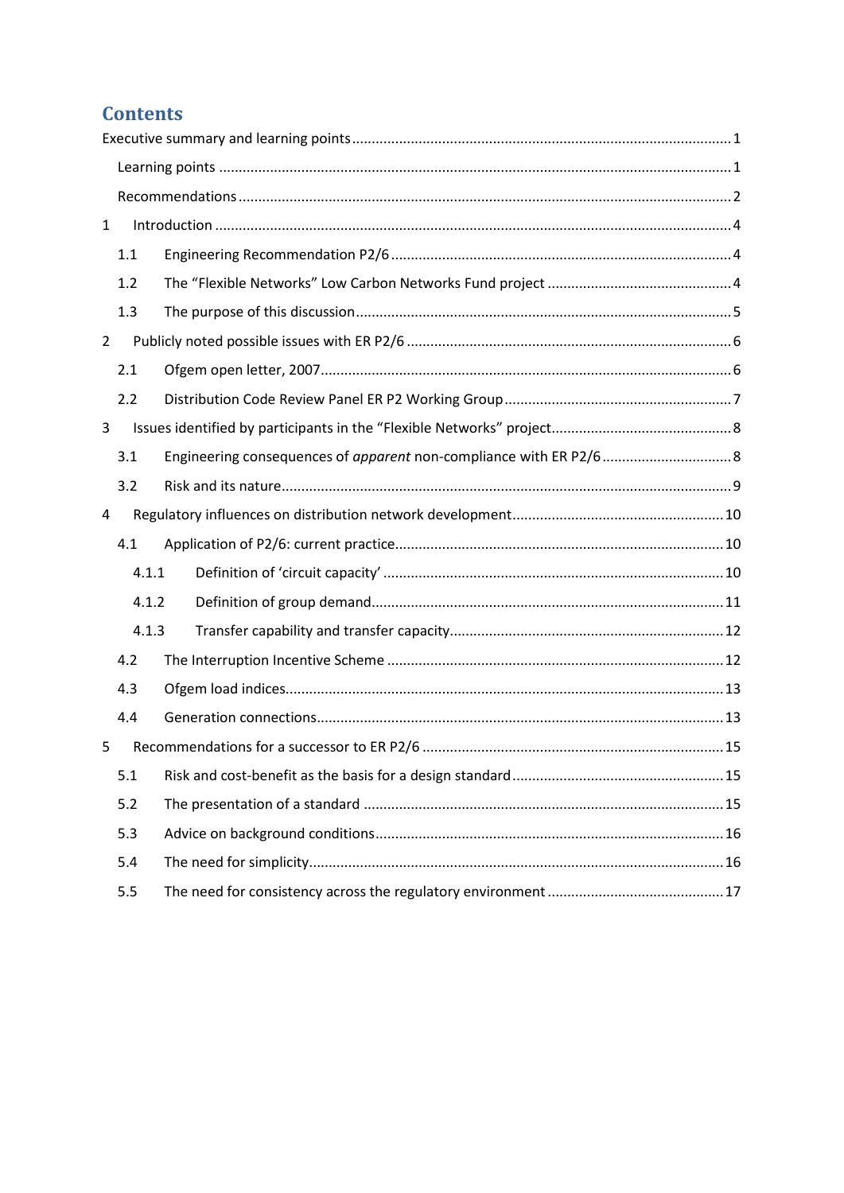# Contents

Executive summary and learning points ........ 1

- Learning points ........ 1
- Recommendations ........ 2

1 Introduction ........ 4

- 1.1 Engineering Recommendation P2/6 ........ 4
- 1.2 The "Flexible Networks" Low Carbon Networks Fund project ........ 4
- 1.3 The purpose of this discussion ........ 5

2 Publicly noted possible issues with ER P2/6 ........ 6

- 2.1 Ofgem open letter, 2007 ........ 6
- 2.2 Distribution Code Review Panel ER P2 Working Group ........ 7

3 Issues identified by participants in the "Flexible Networks" project ........ 8

- 3.1 Engineering consequences of *apparent* non-compliance with ER P2/6 ........ 8
- 3.2 Risk and its nature ........ 9

4 Regulatory influences on distribution network development ........ 10

- 4.1 Application of P2/6: current practice ........ 10
  - 4.1.1 Definition of 'circuit capacity' ........ 10
  - 4.1.2 Definition of group demand ........ 11
  - 4.1.3 Transfer capability and transfer capacity ........ 12
- 4.2 The Interruption Incentive Scheme ........ 12
- 4.3 Ofgem load indices ........ 13
- 4.4 Generation connections ........ 13

5 Recommendations for a successor to ER P2/6 ........ 15

- 5.1 Risk and cost-benefit as the basis for a design standard ........ 15
- 5.2 The presentation of a standard ........ 15
- 5.3 Advice on background conditions ........ 16
- 5.4 The need for simplicity ........ 16
- 5.5 The need for consistency across the regulatory environment ........ 17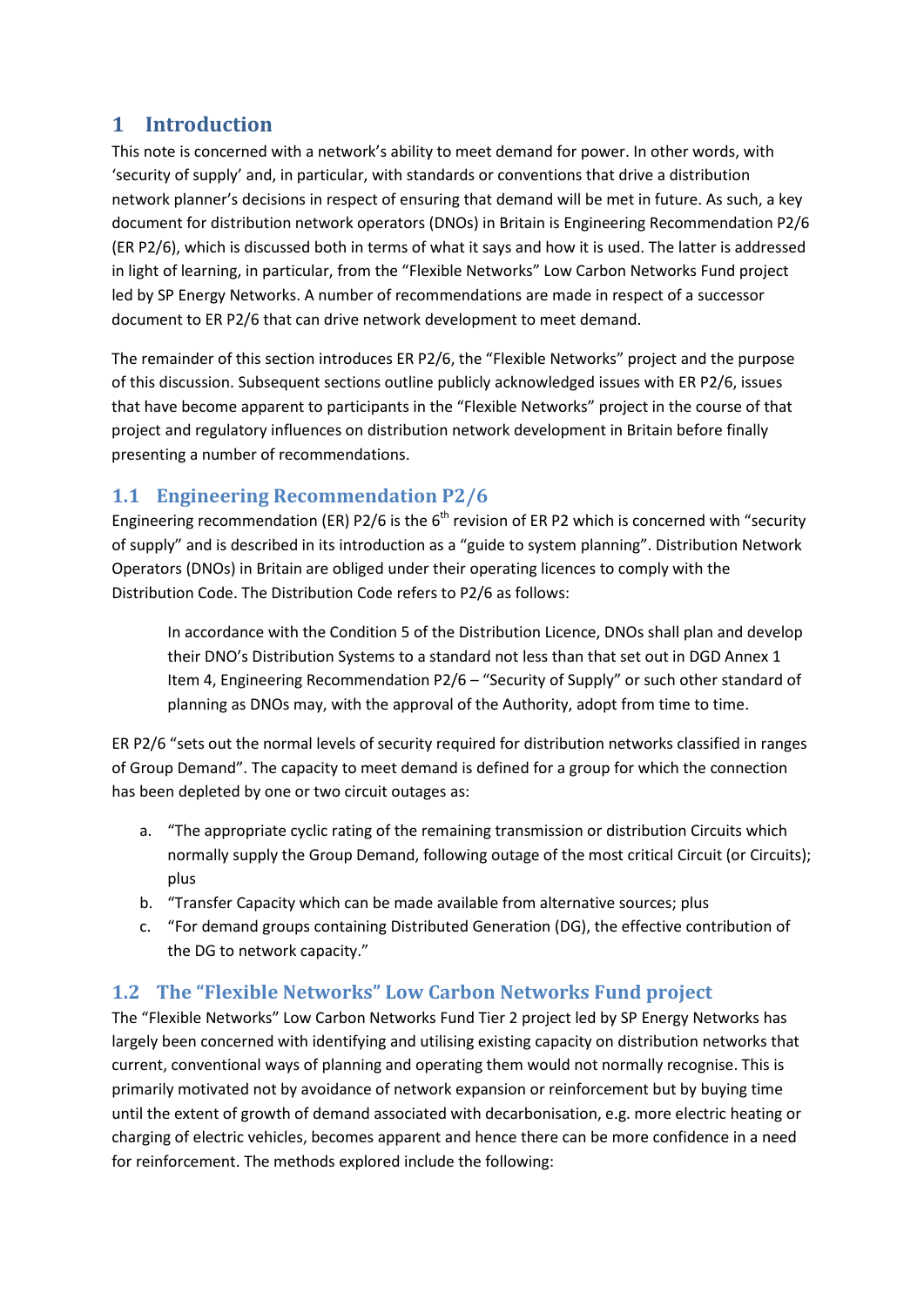# 1 Introduction

This note is concerned with a network's ability to meet demand for power. In other words, with 'security of supply' and, in particular, with standards or conventions that drive a distribution network planner's decisions in respect of ensuring that demand will be met in future. As such, a key document for distribution network operators (DNOs) in Britain is Engineering Recommendation P2/6 (ER P2/6), which is discussed both in terms of what it says and how it is used. The latter is addressed in light of learning, in particular, from the "Flexible Networks" Low Carbon Networks Fund project led by SP Energy Networks. A number of recommendations are made in respect of a successor document to ER P2/6 that can drive network development to meet demand.

The remainder of this section introduces ER P2/6, the "Flexible Networks" project and the purpose of this discussion. Subsequent sections outline publicly acknowledged issues with ER P2/6, issues that have become apparent to participants in the "Flexible Networks" project in the course of that project and regulatory influences on distribution network development in Britain before finally presenting a number of recommendations.

## 1.1 Engineering Recommendation P2/6

Engineering recommendation (ER) P2/6 is the 6th revision of ER P2 which is concerned with "security of supply" and is described in its introduction as a "guide to system planning". Distribution Network Operators (DNOs) in Britain are obliged under their operating licences to comply with the Distribution Code. The Distribution Code refers to P2/6 as follows:

> In accordance with the Condition 5 of the Distribution Licence, DNOs shall plan and develop their DNO's Distribution Systems to a standard not less than that set out in DGD Annex 1 Item 4, Engineering Recommendation P2/6 – "Security of Supply" or such other standard of planning as DNOs may, with the approval of the Authority, adopt from time to time.

ER P2/6 "sets out the normal levels of security required for distribution networks classified in ranges of Group Demand". The capacity to meet demand is defined for a group for which the connection has been depleted by one or two circuit outages as:

a. "The appropriate cyclic rating of the remaining transmission or distribution Circuits which normally supply the Group Demand, following outage of the most critical Circuit (or Circuits); plus
b. "Transfer Capacity which can be made available from alternative sources; plus
c. "For demand groups containing Distributed Generation (DG), the effective contribution of the DG to network capacity."

## 1.2 The "Flexible Networks" Low Carbon Networks Fund project

The "Flexible Networks" Low Carbon Networks Fund Tier 2 project led by SP Energy Networks has largely been concerned with identifying and utilising existing capacity on distribution networks that current, conventional ways of planning and operating them would not normally recognise. This is primarily motivated not by avoidance of network expansion or reinforcement but by buying time until the extent of growth of demand associated with decarbonisation, e.g. more electric heating or charging of electric vehicles, becomes apparent and hence there can be more confidence in a need for reinforcement. The methods explored include the following: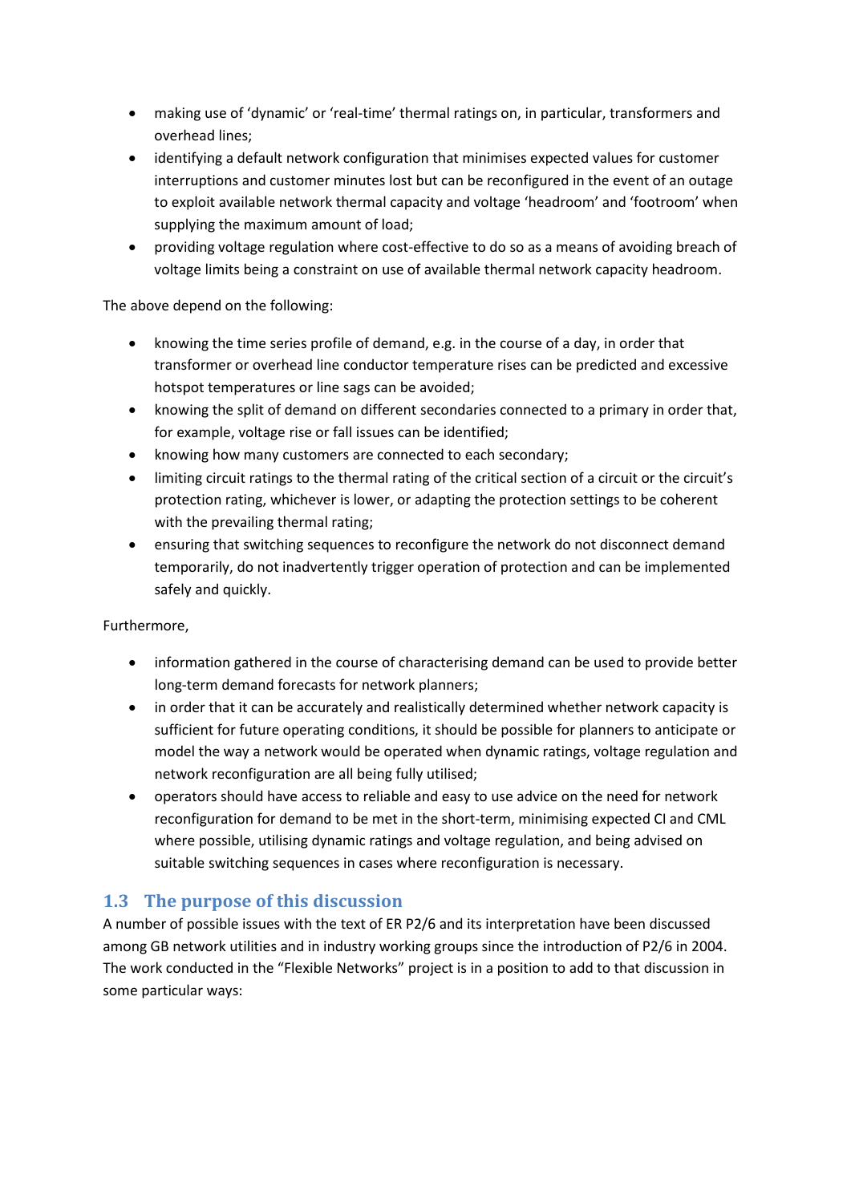- making use of 'dynamic' or 'real-time' thermal ratings on, in particular, transformers and overhead lines;
- identifying a default network configuration that minimises expected values for customer interruptions and customer minutes lost but can be reconfigured in the event of an outage to exploit available network thermal capacity and voltage 'headroom' and 'footroom' when supplying the maximum amount of load;
- providing voltage regulation where cost-effective to do so as a means of avoiding breach of voltage limits being a constraint on use of available thermal network capacity headroom.

The above depend on the following:

- knowing the time series profile of demand, e.g. in the course of a day, in order that transformer or overhead line conductor temperature rises can be predicted and excessive hotspot temperatures or line sags can be avoided;
- knowing the split of demand on different secondaries connected to a primary in order that, for example, voltage rise or fall issues can be identified;
- knowing how many customers are connected to each secondary;
- limiting circuit ratings to the thermal rating of the critical section of a circuit or the circuit's protection rating, whichever is lower, or adapting the protection settings to be coherent with the prevailing thermal rating;
- ensuring that switching sequences to reconfigure the network do not disconnect demand temporarily, do not inadvertently trigger operation of protection and can be implemented safely and quickly.

Furthermore,

- information gathered in the course of characterising demand can be used to provide better long-term demand forecasts for network planners;
- in order that it can be accurately and realistically determined whether network capacity is sufficient for future operating conditions, it should be possible for planners to anticipate or model the way a network would be operated when dynamic ratings, voltage regulation and network reconfiguration are all being fully utilised;
- operators should have access to reliable and easy to use advice on the need for network reconfiguration for demand to be met in the short-term, minimising expected CI and CML where possible, utilising dynamic ratings and voltage regulation, and being advised on suitable switching sequences in cases where reconfiguration is necessary.

## 1.3 The purpose of this discussion

A number of possible issues with the text of ER P2/6 and its interpretation have been discussed among GB network utilities and in industry working groups since the introduction of P2/6 in 2004. The work conducted in the "Flexible Networks" project is in a position to add to that discussion in some particular ways: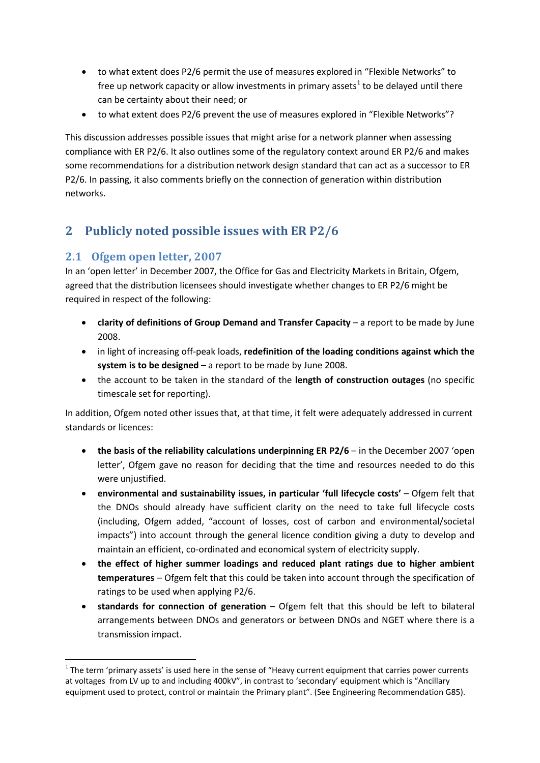- to what extent does P2/6 permit the use of measures explored in "Flexible Networks" to free up network capacity or allow investments in primary assets[1] to be delayed until there can be certainty about their need; or
- to what extent does P2/6 prevent the use of measures explored in "Flexible Networks"?

This discussion addresses possible issues that might arise for a network planner when assessing compliance with ER P2/6. It also outlines some of the regulatory context around ER P2/6 and makes some recommendations for a distribution network design standard that can act as a successor to ER P2/6. In passing, it also comments briefly on the connection of generation within distribution networks.

## 2 Publicly noted possible issues with ER P2/6

### 2.1 Ofgem open letter, 2007

In an 'open letter' in December 2007, the Office for Gas and Electricity Markets in Britain, Ofgem, agreed that the distribution licensees should investigate whether changes to ER P2/6 might be required in respect of the following:

- **clarity of definitions of Group Demand and Transfer Capacity** – a report to be made by June 2008.
- in light of increasing off-peak loads, **redefinition of the loading conditions against which the system is to be designed** – a report to be made by June 2008.
- the account to be taken in the standard of the **length of construction outages** (no specific timescale set for reporting).

In addition, Ofgem noted other issues that, at that time, it felt were adequately addressed in current standards or licences:

- **the basis of the reliability calculations underpinning ER P2/6** – in the December 2007 'open letter', Ofgem gave no reason for deciding that the time and resources needed to do this were unjustified.
- **environmental and sustainability issues, in particular 'full lifecycle costs'** – Ofgem felt that the DNOs should already have sufficient clarity on the need to take full lifecycle costs (including, Ofgem added, "account of losses, cost of carbon and environmental/societal impacts") into account through the general licence condition giving a duty to develop and maintain an efficient, co-ordinated and economical system of electricity supply.
- **the effect of higher summer loadings and reduced plant ratings due to higher ambient temperatures** – Ofgem felt that this could be taken into account through the specification of ratings to be used when applying P2/6.
- **standards for connection of generation** – Ofgem felt that this should be left to bilateral arrangements between DNOs and generators or between DNOs and NGET where there is a transmission impact.

[1] The term 'primary assets' is used here in the sense of "Heavy current equipment that carries power currents at voltages from LV up to and including 400kV", in contrast to 'secondary' equipment which is "Ancillary equipment used to protect, control or maintain the Primary plant". (See Engineering Recommendation G85).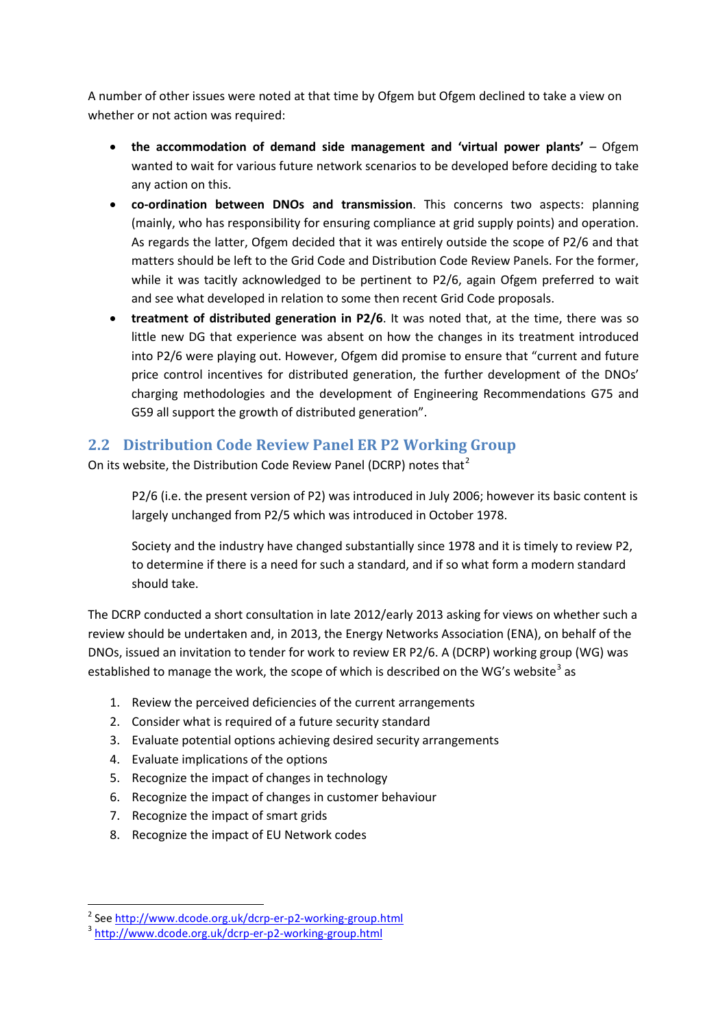A number of other issues were noted at that time by Ofgem but Ofgem declined to take a view on whether or not action was required:

- **the accommodation of demand side management and 'virtual power plants'** – Ofgem wanted to wait for various future network scenarios to be developed before deciding to take any action on this.
- **co-ordination between DNOs and transmission**. This concerns two aspects: planning (mainly, who has responsibility for ensuring compliance at grid supply points) and operation. As regards the latter, Ofgem decided that it was entirely outside the scope of P2/6 and that matters should be left to the Grid Code and Distribution Code Review Panels. For the former, while it was tacitly acknowledged to be pertinent to P2/6, again Ofgem preferred to wait and see what developed in relation to some then recent Grid Code proposals.
- **treatment of distributed generation in P2/6**. It was noted that, at the time, there was so little new DG that experience was absent on how the changes in its treatment introduced into P2/6 were playing out. However, Ofgem did promise to ensure that "current and future price control incentives for distributed generation, the further development of the DNOs' charging methodologies and the development of Engineering Recommendations G75 and G59 all support the growth of distributed generation".

## 2.2 Distribution Code Review Panel ER P2 Working Group

On its website, the Distribution Code Review Panel (DCRP) notes that[2]

> P2/6 (i.e. the present version of P2) was introduced in July 2006; however its basic content is largely unchanged from P2/5 which was introduced in October 1978.
>
> Society and the industry have changed substantially since 1978 and it is timely to review P2, to determine if there is a need for such a standard, and if so what form a modern standard should take.

The DCRP conducted a short consultation in late 2012/early 2013 asking for views on whether such a review should be undertaken and, in 2013, the Energy Networks Association (ENA), on behalf of the DNOs, issued an invitation to tender for work to review ER P2/6. A (DCRP) working group (WG) was established to manage the work, the scope of which is described on the WG's website[3] as

1. Review the perceived deficiencies of the current arrangements
2. Consider what is required of a future security standard
3. Evaluate potential options achieving desired security arrangements
4. Evaluate implications of the options
5. Recognize the impact of changes in technology
6. Recognize the impact of changes in customer behaviour
7. Recognize the impact of smart grids
8. Recognize the impact of EU Network codes

---

[2] See http://www.dcode.org.uk/dcrp-er-p2-working-group.html

[3] http://www.dcode.org.uk/dcrp-er-p2-working-group.html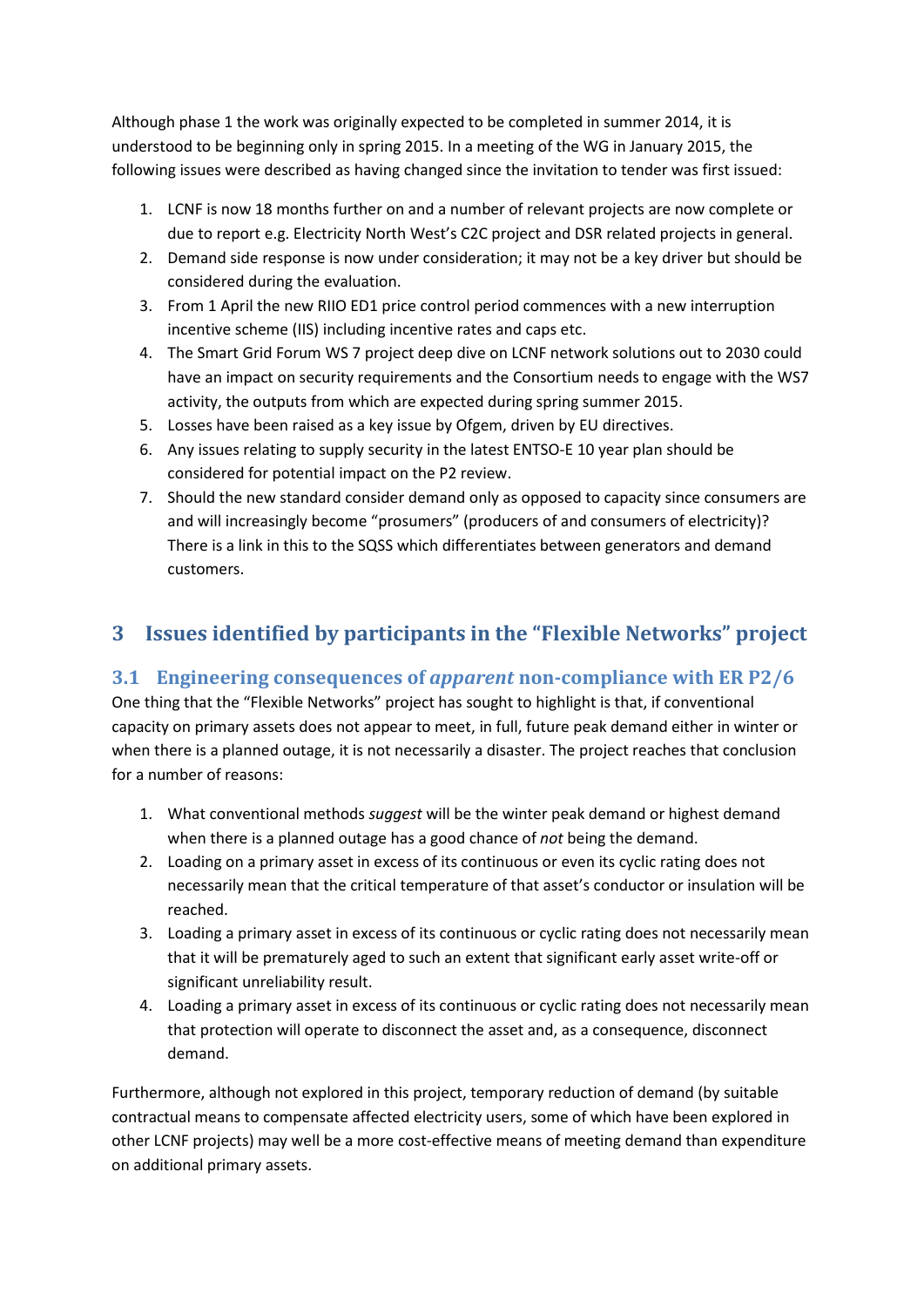Although phase 1 the work was originally expected to be completed in summer 2014, it is understood to be beginning only in spring 2015. In a meeting of the WG in January 2015, the following issues were described as having changed since the invitation to tender was first issued:

1. LCNF is now 18 months further on and a number of relevant projects are now complete or due to report e.g. Electricity North West's C2C project and DSR related projects in general.
2. Demand side response is now under consideration; it may not be a key driver but should be considered during the evaluation.
3. From 1 April the new RIIO ED1 price control period commences with a new interruption incentive scheme (IIS) including incentive rates and caps etc.
4. The Smart Grid Forum WS 7 project deep dive on LCNF network solutions out to 2030 could have an impact on security requirements and the Consortium needs to engage with the WS7 activity, the outputs from which are expected during spring summer 2015.
5. Losses have been raised as a key issue by Ofgem, driven by EU directives.
6. Any issues relating to supply security in the latest ENTSO-E 10 year plan should be considered for potential impact on the P2 review.
7. Should the new standard consider demand only as opposed to capacity since consumers are and will increasingly become "prosumers" (producers of and consumers of electricity)? There is a link in this to the SQSS which differentiates between generators and demand customers.

# 3 Issues identified by participants in the "Flexible Networks" project

## 3.1 Engineering consequences of *apparent* non-compliance with ER P2/6

One thing that the "Flexible Networks" project has sought to highlight is that, if conventional capacity on primary assets does not appear to meet, in full, future peak demand either in winter or when there is a planned outage, it is not necessarily a disaster. The project reaches that conclusion for a number of reasons:

1. What conventional methods *suggest* will be the winter peak demand or highest demand when there is a planned outage has a good chance of *not* being the demand.
2. Loading on a primary asset in excess of its continuous or even its cyclic rating does not necessarily mean that the critical temperature of that asset's conductor or insulation will be reached.
3. Loading a primary asset in excess of its continuous or cyclic rating does not necessarily mean that it will be prematurely aged to such an extent that significant early asset write-off or significant unreliability result.
4. Loading a primary asset in excess of its continuous or cyclic rating does not necessarily mean that protection will operate to disconnect the asset and, as a consequence, disconnect demand.

Furthermore, although not explored in this project, temporary reduction of demand (by suitable contractual means to compensate affected electricity users, some of which have been explored in other LCNF projects) may well be a more cost-effective means of meeting demand than expenditure on additional primary assets.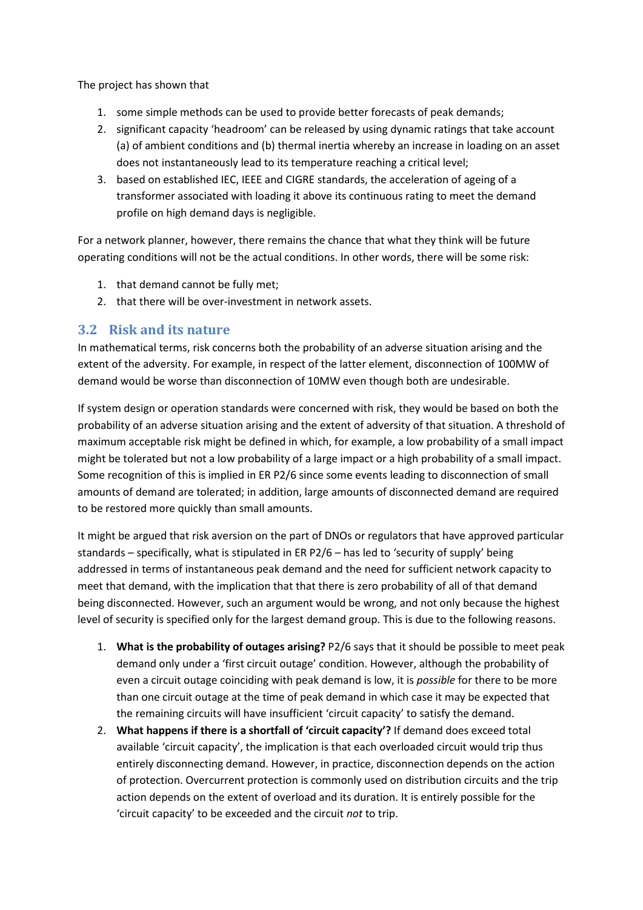The project has shown that

1. some simple methods can be used to provide better forecasts of peak demands;
2. significant capacity 'headroom' can be released by using dynamic ratings that take account (a) of ambient conditions and (b) thermal inertia whereby an increase in loading on an asset does not instantaneously lead to its temperature reaching a critical level;
3. based on established IEC, IEEE and CIGRE standards, the acceleration of ageing of a transformer associated with loading it above its continuous rating to meet the demand profile on high demand days is negligible.

For a network planner, however, there remains the chance that what they think will be future operating conditions will not be the actual conditions. In other words, there will be some risk:

1. that demand cannot be fully met;
2. that there will be over-investment in network assets.

## 3.2 Risk and its nature

In mathematical terms, risk concerns both the probability of an adverse situation arising and the extent of the adversity. For example, in respect of the latter element, disconnection of 100MW of demand would be worse than disconnection of 10MW even though both are undesirable.

If system design or operation standards were concerned with risk, they would be based on both the probability of an adverse situation arising and the extent of adversity of that situation. A threshold of maximum acceptable risk might be defined in which, for example, a low probability of a small impact might be tolerated but not a low probability of a large impact or a high probability of a small impact. Some recognition of this is implied in ER P2/6 since some events leading to disconnection of small amounts of demand are tolerated; in addition, large amounts of disconnected demand are required to be restored more quickly than small amounts.

It might be argued that risk aversion on the part of DNOs or regulators that have approved particular standards – specifically, what is stipulated in ER P2/6 – has led to 'security of supply' being addressed in terms of instantaneous peak demand and the need for sufficient network capacity to meet that demand, with the implication that that there is zero probability of all of that demand being disconnected. However, such an argument would be wrong, and not only because the highest level of security is specified only for the largest demand group. This is due to the following reasons.

1. **What is the probability of outages arising?** P2/6 says that it should be possible to meet peak demand only under a 'first circuit outage' condition. However, although the probability of even a circuit outage coinciding with peak demand is low, it is *possible* for there to be more than one circuit outage at the time of peak demand in which case it may be expected that the remaining circuits will have insufficient 'circuit capacity' to satisfy the demand.
2. **What happens if there is a shortfall of 'circuit capacity'?** If demand does exceed total available 'circuit capacity', the implication is that each overloaded circuit would trip thus entirely disconnecting demand. However, in practice, disconnection depends on the action of protection. Overcurrent protection is commonly used on distribution circuits and the trip action depends on the extent of overload and its duration. It is entirely possible for the 'circuit capacity' to be exceeded and the circuit *not* to trip.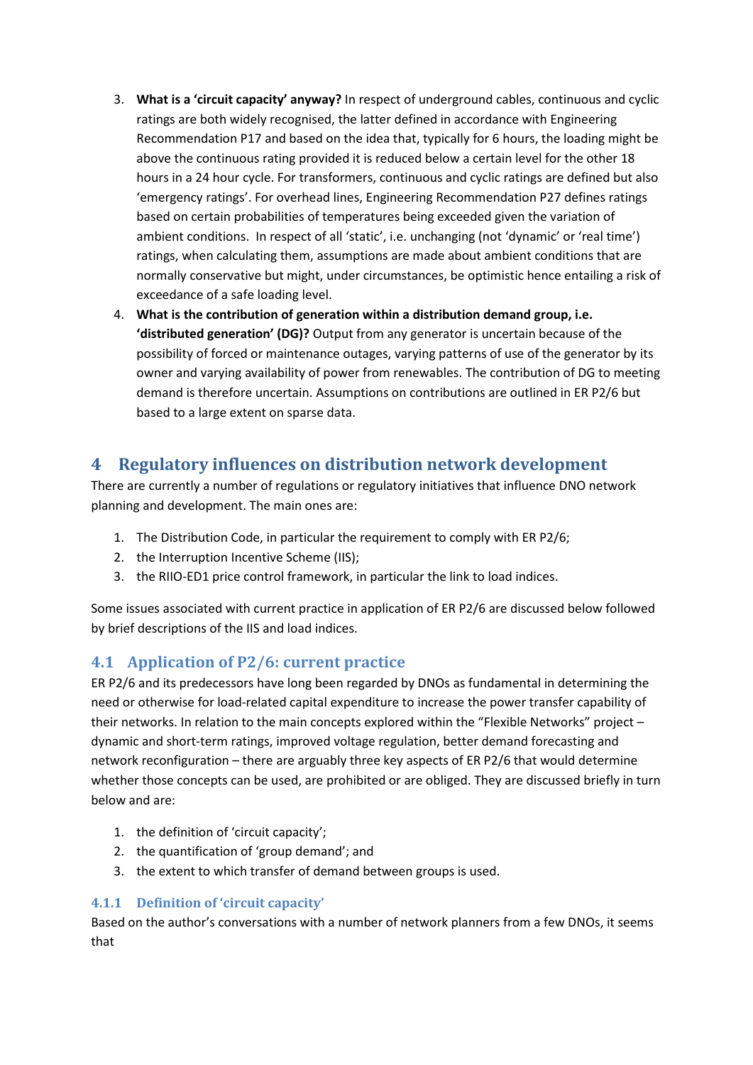3. **What is a 'circuit capacity' anyway?** In respect of underground cables, continuous and cyclic ratings are both widely recognised, the latter defined in accordance with Engineering Recommendation P17 and based on the idea that, typically for 6 hours, the loading might be above the continuous rating provided it is reduced below a certain level for the other 18 hours in a 24 hour cycle. For transformers, continuous and cyclic ratings are defined but also 'emergency ratings'. For overhead lines, Engineering Recommendation P27 defines ratings based on certain probabilities of temperatures being exceeded given the variation of ambient conditions. In respect of all 'static', i.e. unchanging (not 'dynamic' or 'real time') ratings, when calculating them, assumptions are made about ambient conditions that are normally conservative but might, under circumstances, be optimistic hence entailing a risk of exceedance of a safe loading level.
4. **What is the contribution of generation within a distribution demand group, i.e. 'distributed generation' (DG)?** Output from any generator is uncertain because of the possibility of forced or maintenance outages, varying patterns of use of the generator by its owner and varying availability of power from renewables. The contribution of DG to meeting demand is therefore uncertain. Assumptions on contributions are outlined in ER P2/6 but based to a large extent on sparse data.

# 4 Regulatory influences on distribution network development

There are currently a number of regulations or regulatory initiatives that influence DNO network planning and development. The main ones are:

1. The Distribution Code, in particular the requirement to comply with ER P2/6;
2. the Interruption Incentive Scheme (IIS);
3. the RIIO-ED1 price control framework, in particular the link to load indices.

Some issues associated with current practice in application of ER P2/6 are discussed below followed by brief descriptions of the IIS and load indices.

## 4.1 Application of P2/6: current practice

ER P2/6 and its predecessors have long been regarded by DNOs as fundamental in determining the need or otherwise for load-related capital expenditure to increase the power transfer capability of their networks. In relation to the main concepts explored within the "Flexible Networks" project – dynamic and short-term ratings, improved voltage regulation, better demand forecasting and network reconfiguration – there are arguably three key aspects of ER P2/6 that would determine whether those concepts can be used, are prohibited or are obliged. They are discussed briefly in turn below and are:

1. the definition of 'circuit capacity';
2. the quantification of 'group demand'; and
3. the extent to which transfer of demand between groups is used.

### 4.1.1 Definition of 'circuit capacity'

Based on the author's conversations with a number of network planners from a few DNOs, it seems that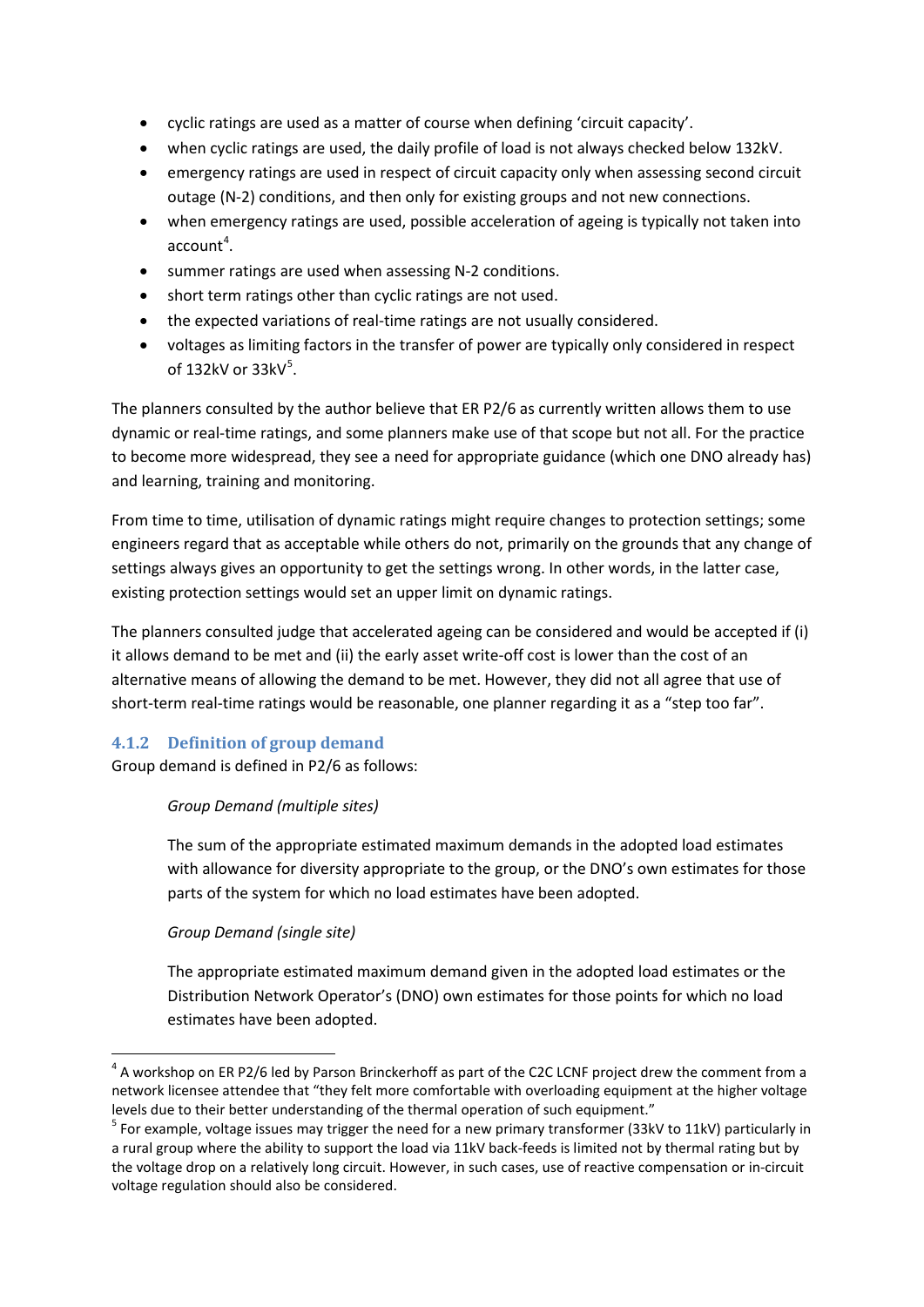- cyclic ratings are used as a matter of course when defining 'circuit capacity'.
- when cyclic ratings are used, the daily profile of load is not always checked below 132kV.
- emergency ratings are used in respect of circuit capacity only when assessing second circuit outage (N-2) conditions, and then only for existing groups and not new connections.
- when emergency ratings are used, possible acceleration of ageing is typically not taken into account[4].
- summer ratings are used when assessing N-2 conditions.
- short term ratings other than cyclic ratings are not used.
- the expected variations of real-time ratings are not usually considered.
- voltages as limiting factors in the transfer of power are typically only considered in respect of 132kV or 33kV[5].

The planners consulted by the author believe that ER P2/6 as currently written allows them to use dynamic or real-time ratings, and some planners make use of that scope but not all. For the practice to become more widespread, they see a need for appropriate guidance (which one DNO already has) and learning, training and monitoring.

From time to time, utilisation of dynamic ratings might require changes to protection settings; some engineers regard that as acceptable while others do not, primarily on the grounds that any change of settings always gives an opportunity to get the settings wrong. In other words, in the latter case, existing protection settings would set an upper limit on dynamic ratings.

The planners consulted judge that accelerated ageing can be considered and would be accepted if (i) it allows demand to be met and (ii) the early asset write-off cost is lower than the cost of an alternative means of allowing the demand to be met. However, they did not all agree that use of short-term real-time ratings would be reasonable, one planner regarding it as a "step too far".

### 4.1.2 Definition of group demand

Group demand is defined in P2/6 as follows:

> *Group Demand (multiple sites)*
>
> The sum of the appropriate estimated maximum demands in the adopted load estimates with allowance for diversity appropriate to the group, or the DNO's own estimates for those parts of the system for which no load estimates have been adopted.
>
> *Group Demand (single site)*
>
> The appropriate estimated maximum demand given in the adopted load estimates or the Distribution Network Operator's (DNO) own estimates for those points for which no load estimates have been adopted.

---

[4] A workshop on ER P2/6 led by Parson Brinckerhoff as part of the C2C LCNF project drew the comment from a network licensee attendee that "they felt more comfortable with overloading equipment at the higher voltage levels due to their better understanding of the thermal operation of such equipment."

[5] For example, voltage issues may trigger the need for a new primary transformer (33kV to 11kV) particularly in a rural group where the ability to support the load via 11kV back-feeds is limited not by thermal rating but by the voltage drop on a relatively long circuit. However, in such cases, use of reactive compensation or in-circuit voltage regulation should also be considered.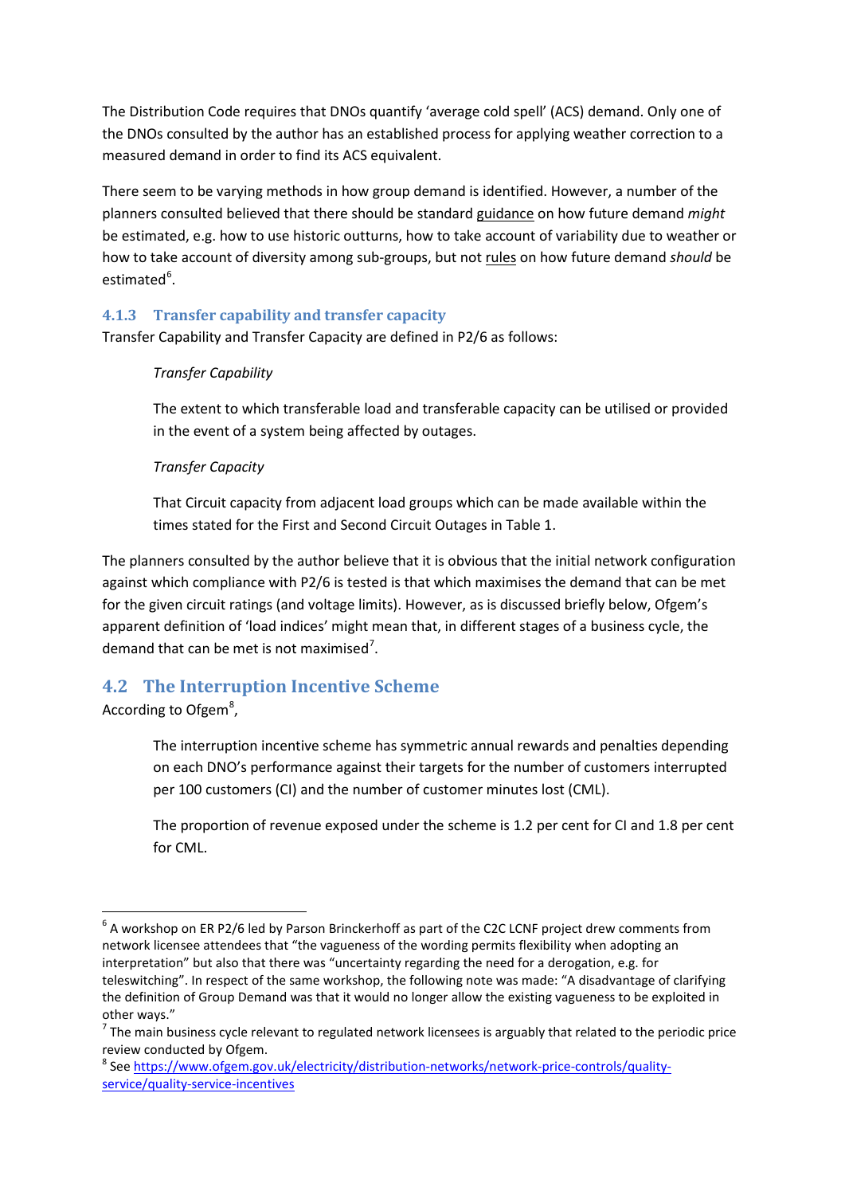The Distribution Code requires that DNOs quantify 'average cold spell' (ACS) demand. Only one of the DNOs consulted by the author has an established process for applying weather correction to a measured demand in order to find its ACS equivalent.

There seem to be varying methods in how group demand is identified. However, a number of the planners consulted believed that there should be standard guidance on how future demand *might* be estimated, e.g. how to use historic outturns, how to take account of variability due to weather or how to take account of diversity among sub-groups, but not rules on how future demand *should* be estimated[6].

### 4.1.3 Transfer capability and transfer capacity

Transfer Capability and Transfer Capacity are defined in P2/6 as follows:

> *Transfer Capability*
>
> The extent to which transferable load and transferable capacity can be utilised or provided in the event of a system being affected by outages.
>
> *Transfer Capacity*
>
> That Circuit capacity from adjacent load groups which can be made available within the times stated for the First and Second Circuit Outages in Table 1.

The planners consulted by the author believe that it is obvious that the initial network configuration against which compliance with P2/6 is tested is that which maximises the demand that can be met for the given circuit ratings (and voltage limits). However, as is discussed briefly below, Ofgem's apparent definition of 'load indices' might mean that, in different stages of a business cycle, the demand that can be met is not maximised[7].

## 4.2 The Interruption Incentive Scheme

According to Ofgem[8],

> The interruption incentive scheme has symmetric annual rewards and penalties depending on each DNO's performance against their targets for the number of customers interrupted per 100 customers (CI) and the number of customer minutes lost (CML).
>
> The proportion of revenue exposed under the scheme is 1.2 per cent for CI and 1.8 per cent for CML.

---

[6] A workshop on ER P2/6 led by Parson Brinckerhoff as part of the C2C LCNF project drew comments from network licensee attendees that "the vagueness of the wording permits flexibility when adopting an interpretation" but also that there was "uncertainty regarding the need for a derogation, e.g. for teleswitching". In respect of the same workshop, the following note was made: "A disadvantage of clarifying the definition of Group Demand was that it would no longer allow the existing vagueness to be exploited in other ways."

[7] The main business cycle relevant to regulated network licensees is arguably that related to the periodic price review conducted by Ofgem.

[8] See https://www.ofgem.gov.uk/electricity/distribution-networks/network-price-controls/quality-service/quality-service-incentives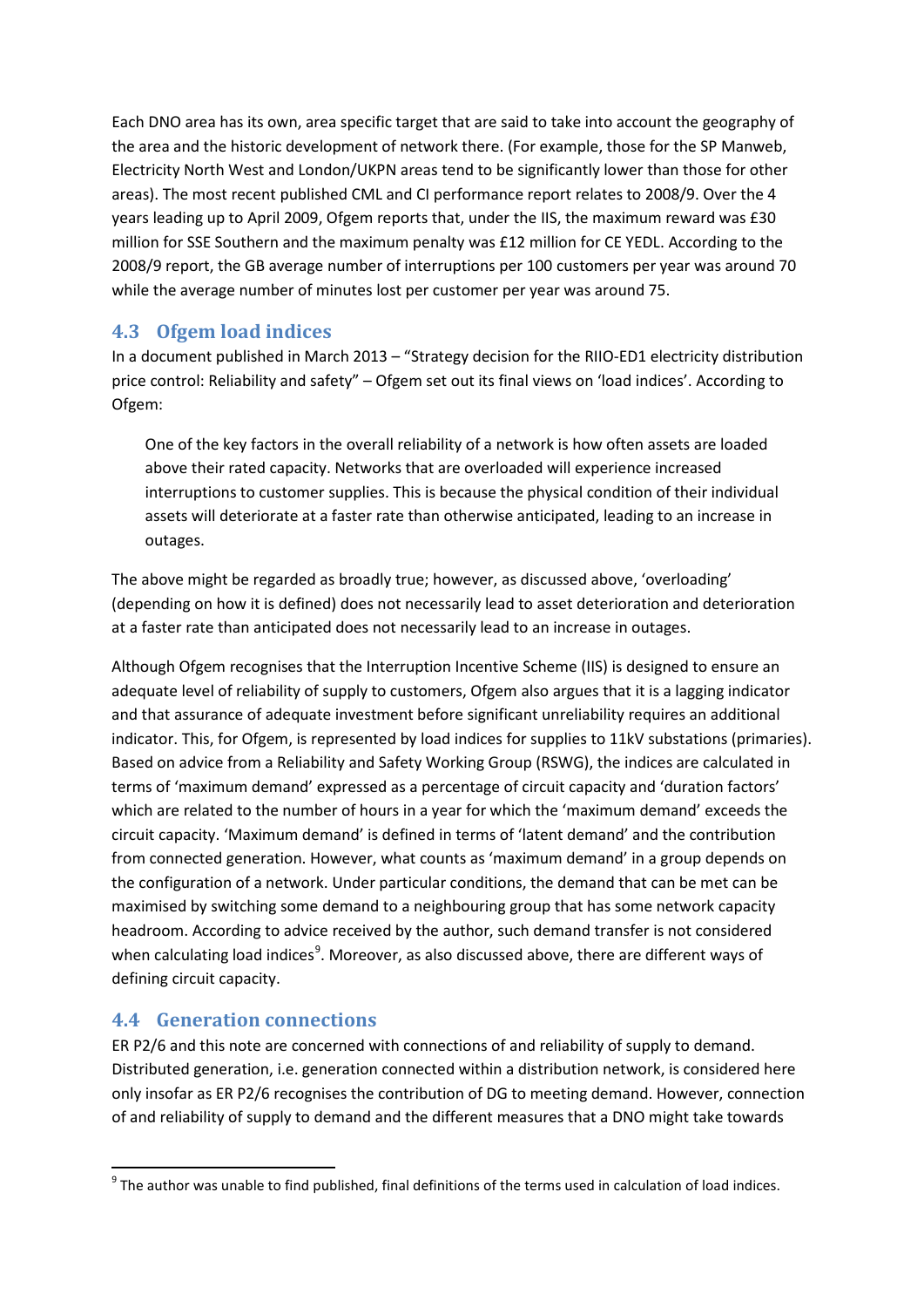Each DNO area has its own, area specific target that are said to take into account the geography of the area and the historic development of network there. (For example, those for the SP Manweb, Electricity North West and London/UKPN areas tend to be significantly lower than those for other areas). The most recent published CML and CI performance report relates to 2008/9. Over the 4 years leading up to April 2009, Ofgem reports that, under the IIS, the maximum reward was £30 million for SSE Southern and the maximum penalty was £12 million for CE YEDL. According to the 2008/9 report, the GB average number of interruptions per 100 customers per year was around 70 while the average number of minutes lost per customer per year was around 75.

## 4.3 Ofgem load indices

In a document published in March 2013 – "Strategy decision for the RIIO-ED1 electricity distribution price control: Reliability and safety" – Ofgem set out its final views on 'load indices'. According to Ofgem:

> One of the key factors in the overall reliability of a network is how often assets are loaded above their rated capacity. Networks that are overloaded will experience increased interruptions to customer supplies. This is because the physical condition of their individual assets will deteriorate at a faster rate than otherwise anticipated, leading to an increase in outages.

The above might be regarded as broadly true; however, as discussed above, 'overloading' (depending on how it is defined) does not necessarily lead to asset deterioration and deterioration at a faster rate than anticipated does not necessarily lead to an increase in outages.

Although Ofgem recognises that the Interruption Incentive Scheme (IIS) is designed to ensure an adequate level of reliability of supply to customers, Ofgem also argues that it is a lagging indicator and that assurance of adequate investment before significant unreliability requires an additional indicator. This, for Ofgem, is represented by load indices for supplies to 11kV substations (primaries). Based on advice from a Reliability and Safety Working Group (RSWG), the indices are calculated in terms of 'maximum demand' expressed as a percentage of circuit capacity and 'duration factors' which are related to the number of hours in a year for which the 'maximum demand' exceeds the circuit capacity. 'Maximum demand' is defined in terms of 'latent demand' and the contribution from connected generation. However, what counts as 'maximum demand' in a group depends on the configuration of a network. Under particular conditions, the demand that can be met can be maximised by switching some demand to a neighbouring group that has some network capacity headroom. According to advice received by the author, such demand transfer is not considered when calculating load indices[9]. Moreover, as also discussed above, there are different ways of defining circuit capacity.

## 4.4 Generation connections

ER P2/6 and this note are concerned with connections of and reliability of supply to demand. Distributed generation, i.e. generation connected within a distribution network, is considered here only insofar as ER P2/6 recognises the contribution of DG to meeting demand. However, connection of and reliability of supply to demand and the different measures that a DNO might take towards

[9] The author was unable to find published, final definitions of the terms used in calculation of load indices.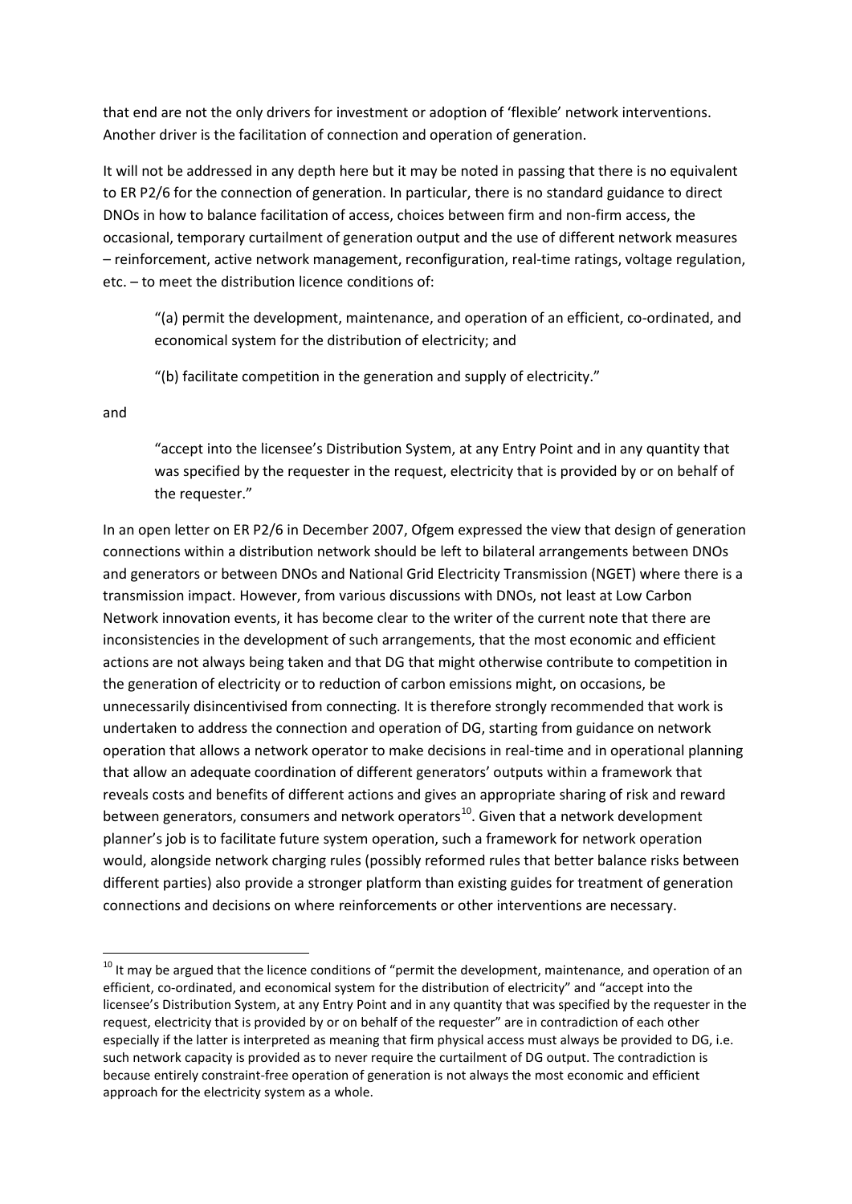that end are not the only drivers for investment or adoption of 'flexible' network interventions. Another driver is the facilitation of connection and operation of generation.

It will not be addressed in any depth here but it may be noted in passing that there is no equivalent to ER P2/6 for the connection of generation. In particular, there is no standard guidance to direct DNOs in how to balance facilitation of access, choices between firm and non-firm access, the occasional, temporary curtailment of generation output and the use of different network measures – reinforcement, active network management, reconfiguration, real-time ratings, voltage regulation, etc. – to meet the distribution licence conditions of:

> "(a) permit the development, maintenance, and operation of an efficient, co-ordinated, and economical system for the distribution of electricity; and
>
> "(b) facilitate competition in the generation and supply of electricity."

and

> "accept into the licensee's Distribution System, at any Entry Point and in any quantity that was specified by the requester in the request, electricity that is provided by or on behalf of the requester."

In an open letter on ER P2/6 in December 2007, Ofgem expressed the view that design of generation connections within a distribution network should be left to bilateral arrangements between DNOs and generators or between DNOs and National Grid Electricity Transmission (NGET) where there is a transmission impact. However, from various discussions with DNOs, not least at Low Carbon Network innovation events, it has become clear to the writer of the current note that there are inconsistencies in the development of such arrangements, that the most economic and efficient actions are not always being taken and that DG that might otherwise contribute to competition in the generation of electricity or to reduction of carbon emissions might, on occasions, be unnecessarily disincentivised from connecting. It is therefore strongly recommended that work is undertaken to address the connection and operation of DG, starting from guidance on network operation that allows a network operator to make decisions in real-time and in operational planning that allow an adequate coordination of different generators' outputs within a framework that reveals costs and benefits of different actions and gives an appropriate sharing of risk and reward between generators, consumers and network operators[10]. Given that a network development planner's job is to facilitate future system operation, such a framework for network operation would, alongside network charging rules (possibly reformed rules that better balance risks between different parties) also provide a stronger platform than existing guides for treatment of generation connections and decisions on where reinforcements or other interventions are necessary.

[10] It may be argued that the licence conditions of "permit the development, maintenance, and operation of an efficient, co-ordinated, and economical system for the distribution of electricity" and "accept into the licensee's Distribution System, at any Entry Point and in any quantity that was specified by the requester in the request, electricity that is provided by or on behalf of the requester" are in contradiction of each other especially if the latter is interpreted as meaning that firm physical access must always be provided to DG, i.e. such network capacity is provided as to never require the curtailment of DG output. The contradiction is because entirely constraint-free operation of generation is not always the most economic and efficient approach for the electricity system as a whole.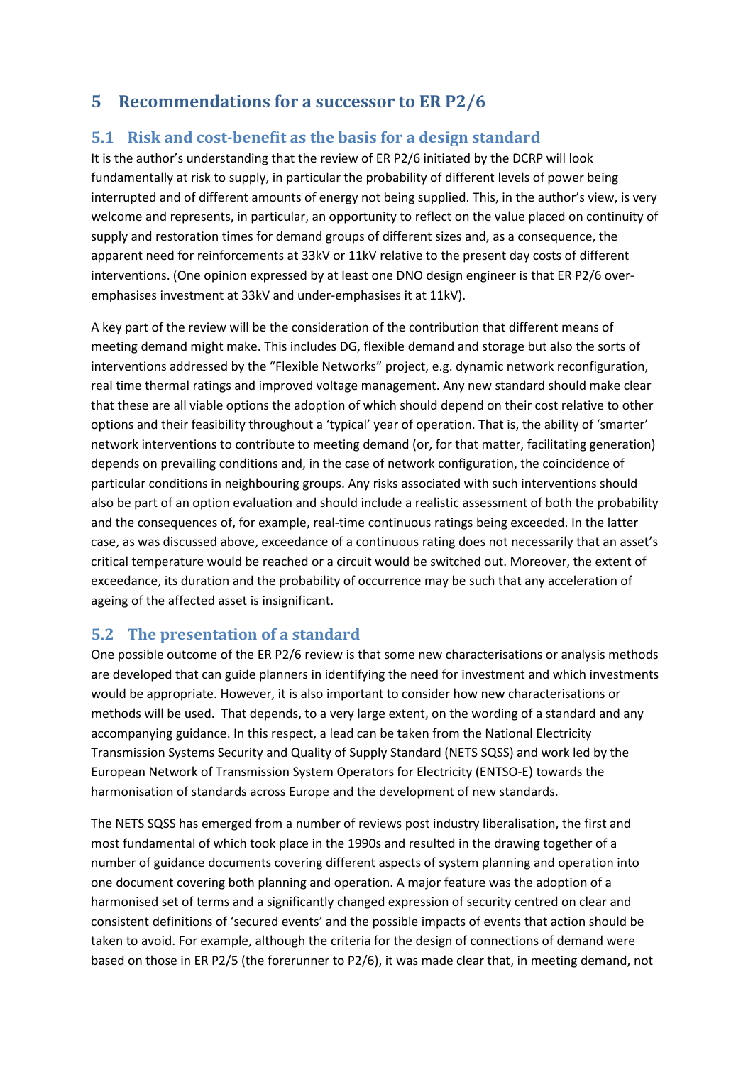# 5 Recommendations for a successor to ER P2/6

## 5.1 Risk and cost-benefit as the basis for a design standard

It is the author's understanding that the review of ER P2/6 initiated by the DCRP will look fundamentally at risk to supply, in particular the probability of different levels of power being interrupted and of different amounts of energy not being supplied. This, in the author's view, is very welcome and represents, in particular, an opportunity to reflect on the value placed on continuity of supply and restoration times for demand groups of different sizes and, as a consequence, the apparent need for reinforcements at 33kV or 11kV relative to the present day costs of different interventions. (One opinion expressed by at least one DNO design engineer is that ER P2/6 over-emphasises investment at 33kV and under-emphasises it at 11kV).

A key part of the review will be the consideration of the contribution that different means of meeting demand might make. This includes DG, flexible demand and storage but also the sorts of interventions addressed by the "Flexible Networks" project, e.g. dynamic network reconfiguration, real time thermal ratings and improved voltage management. Any new standard should make clear that these are all viable options the adoption of which should depend on their cost relative to other options and their feasibility throughout a 'typical' year of operation. That is, the ability of 'smarter' network interventions to contribute to meeting demand (or, for that matter, facilitating generation) depends on prevailing conditions and, in the case of network configuration, the coincidence of particular conditions in neighbouring groups. Any risks associated with such interventions should also be part of an option evaluation and should include a realistic assessment of both the probability and the consequences of, for example, real-time continuous ratings being exceeded. In the latter case, as was discussed above, exceedance of a continuous rating does not necessarily that an asset's critical temperature would be reached or a circuit would be switched out. Moreover, the extent of exceedance, its duration and the probability of occurrence may be such that any acceleration of ageing of the affected asset is insignificant.

## 5.2 The presentation of a standard

One possible outcome of the ER P2/6 review is that some new characterisations or analysis methods are developed that can guide planners in identifying the need for investment and which investments would be appropriate. However, it is also important to consider how new characterisations or methods will be used. That depends, to a very large extent, on the wording of a standard and any accompanying guidance. In this respect, a lead can be taken from the National Electricity Transmission Systems Security and Quality of Supply Standard (NETS SQSS) and work led by the European Network of Transmission System Operators for Electricity (ENTSO-E) towards the harmonisation of standards across Europe and the development of new standards.

The NETS SQSS has emerged from a number of reviews post industry liberalisation, the first and most fundamental of which took place in the 1990s and resulted in the drawing together of a number of guidance documents covering different aspects of system planning and operation into one document covering both planning and operation. A major feature was the adoption of a harmonised set of terms and a significantly changed expression of security centred on clear and consistent definitions of 'secured events' and the possible impacts of events that action should be taken to avoid. For example, although the criteria for the design of connections of demand were based on those in ER P2/5 (the forerunner to P2/6), it was made clear that, in meeting demand, not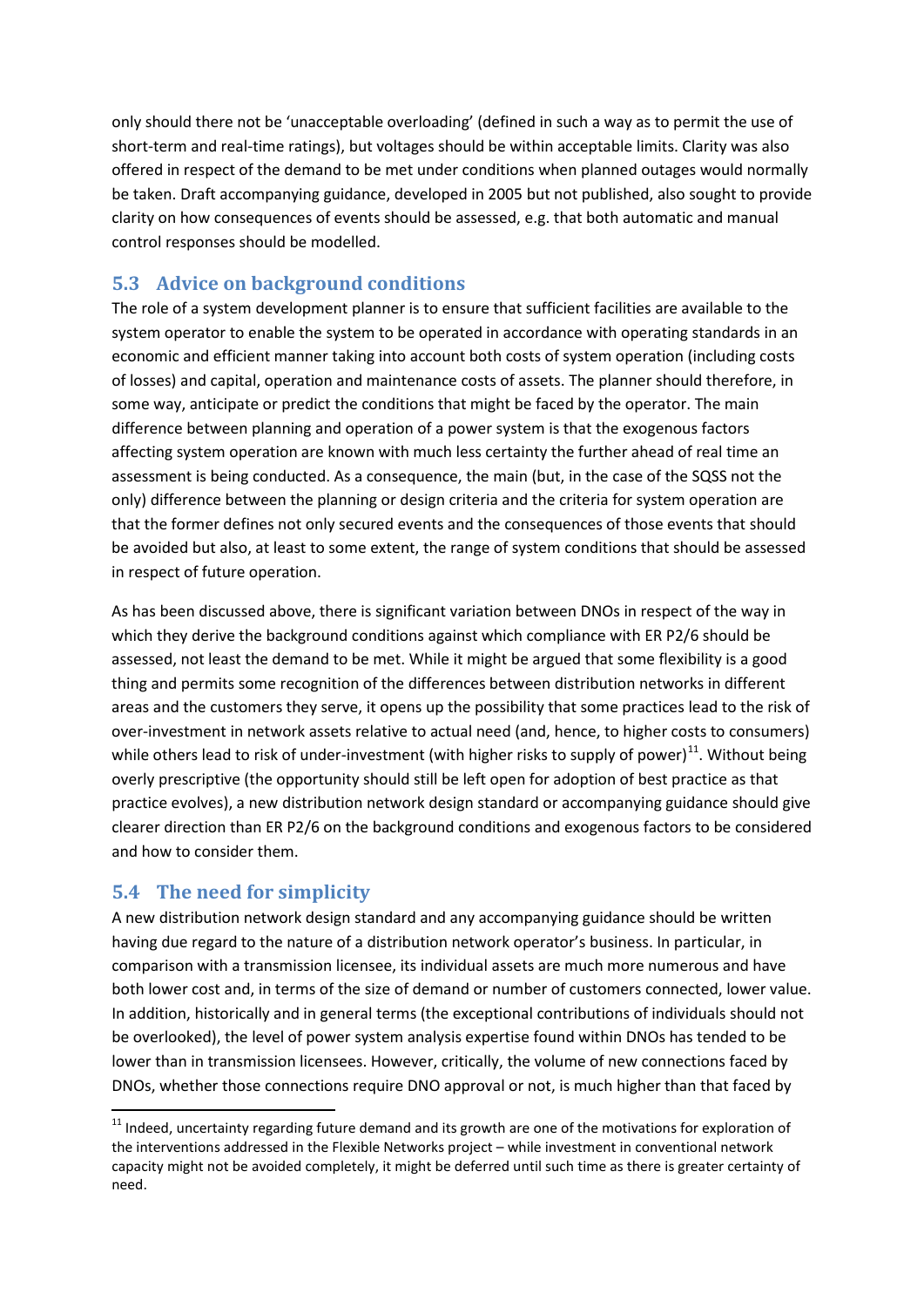only should there not be 'unacceptable overloading' (defined in such a way as to permit the use of short-term and real-time ratings), but voltages should be within acceptable limits. Clarity was also offered in respect of the demand to be met under conditions when planned outages would normally be taken. Draft accompanying guidance, developed in 2005 but not published, also sought to provide clarity on how consequences of events should be assessed, e.g. that both automatic and manual control responses should be modelled.

## 5.3 Advice on background conditions

The role of a system development planner is to ensure that sufficient facilities are available to the system operator to enable the system to be operated in accordance with operating standards in an economic and efficient manner taking into account both costs of system operation (including costs of losses) and capital, operation and maintenance costs of assets. The planner should therefore, in some way, anticipate or predict the conditions that might be faced by the operator. The main difference between planning and operation of a power system is that the exogenous factors affecting system operation are known with much less certainty the further ahead of real time an assessment is being conducted. As a consequence, the main (but, in the case of the SQSS not the only) difference between the planning or design criteria and the criteria for system operation are that the former defines not only secured events and the consequences of those events that should be avoided but also, at least to some extent, the range of system conditions that should be assessed in respect of future operation.

As has been discussed above, there is significant variation between DNOs in respect of the way in which they derive the background conditions against which compliance with ER P2/6 should be assessed, not least the demand to be met. While it might be argued that some flexibility is a good thing and permits some recognition of the differences between distribution networks in different areas and the customers they serve, it opens up the possibility that some practices lead to the risk of over-investment in network assets relative to actual need (and, hence, to higher costs to consumers) while others lead to risk of under-investment (with higher risks to supply of power)[11]. Without being overly prescriptive (the opportunity should still be left open for adoption of best practice as that practice evolves), a new distribution network design standard or accompanying guidance should give clearer direction than ER P2/6 on the background conditions and exogenous factors to be considered and how to consider them.

## 5.4 The need for simplicity

A new distribution network design standard and any accompanying guidance should be written having due regard to the nature of a distribution network operator's business. In particular, in comparison with a transmission licensee, its individual assets are much more numerous and have both lower cost and, in terms of the size of demand or number of customers connected, lower value. In addition, historically and in general terms (the exceptional contributions of individuals should not be overlooked), the level of power system analysis expertise found within DNOs has tended to be lower than in transmission licensees. However, critically, the volume of new connections faced by DNOs, whether those connections require DNO approval or not, is much higher than that faced by

[11] Indeed, uncertainty regarding future demand and its growth are one of the motivations for exploration of the interventions addressed in the Flexible Networks project – while investment in conventional network capacity might not be avoided completely, it might be deferred until such time as there is greater certainty of need.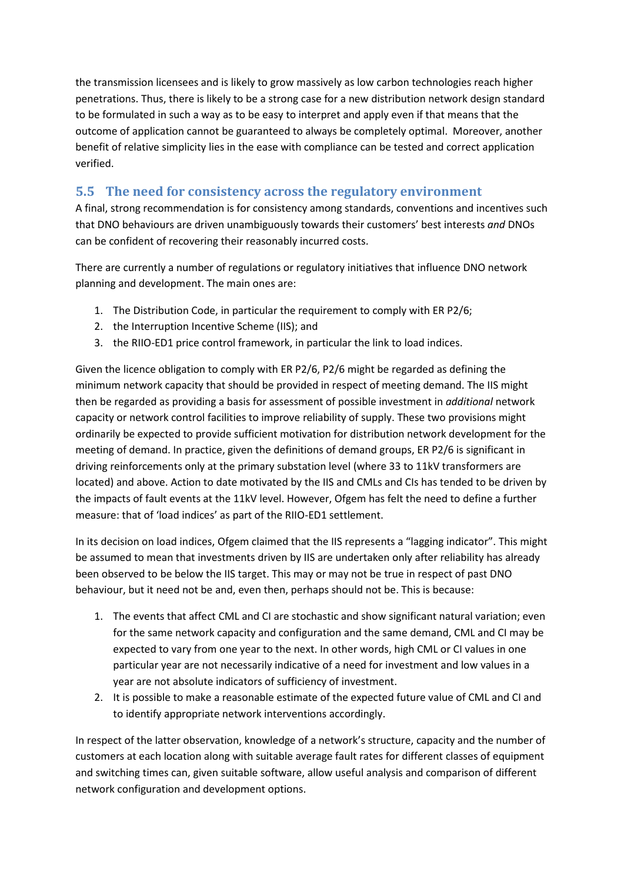the transmission licensees and is likely to grow massively as low carbon technologies reach higher penetrations. Thus, there is likely to be a strong case for a new distribution network design standard to be formulated in such a way as to be easy to interpret and apply even if that means that the outcome of application cannot be guaranteed to always be completely optimal. Moreover, another benefit of relative simplicity lies in the ease with compliance can be tested and correct application verified.

## 5.5 The need for consistency across the regulatory environment

A final, strong recommendation is for consistency among standards, conventions and incentives such that DNO behaviours are driven unambiguously towards their customers' best interests *and* DNOs can be confident of recovering their reasonably incurred costs.

There are currently a number of regulations or regulatory initiatives that influence DNO network planning and development. The main ones are:

1. The Distribution Code, in particular the requirement to comply with ER P2/6;
2. the Interruption Incentive Scheme (IIS); and
3. the RIIO-ED1 price control framework, in particular the link to load indices.

Given the licence obligation to comply with ER P2/6, P2/6 might be regarded as defining the minimum network capacity that should be provided in respect of meeting demand. The IIS might then be regarded as providing a basis for assessment of possible investment in *additional* network capacity or network control facilities to improve reliability of supply. These two provisions might ordinarily be expected to provide sufficient motivation for distribution network development for the meeting of demand. In practice, given the definitions of demand groups, ER P2/6 is significant in driving reinforcements only at the primary substation level (where 33 to 11kV transformers are located) and above. Action to date motivated by the IIS and CMLs and CIs has tended to be driven by the impacts of fault events at the 11kV level. However, Ofgem has felt the need to define a further measure: that of 'load indices' as part of the RIIO-ED1 settlement.

In its decision on load indices, Ofgem claimed that the IIS represents a "lagging indicator". This might be assumed to mean that investments driven by IIS are undertaken only after reliability has already been observed to be below the IIS target. This may or may not be true in respect of past DNO behaviour, but it need not be and, even then, perhaps should not be. This is because:

1. The events that affect CML and CI are stochastic and show significant natural variation; even for the same network capacity and configuration and the same demand, CML and CI may be expected to vary from one year to the next. In other words, high CML or CI values in one particular year are not necessarily indicative of a need for investment and low values in a year are not absolute indicators of sufficiency of investment.
2. It is possible to make a reasonable estimate of the expected future value of CML and CI and to identify appropriate network interventions accordingly.

In respect of the latter observation, knowledge of a network's structure, capacity and the number of customers at each location along with suitable average fault rates for different classes of equipment and switching times can, given suitable software, allow useful analysis and comparison of different network configuration and development options.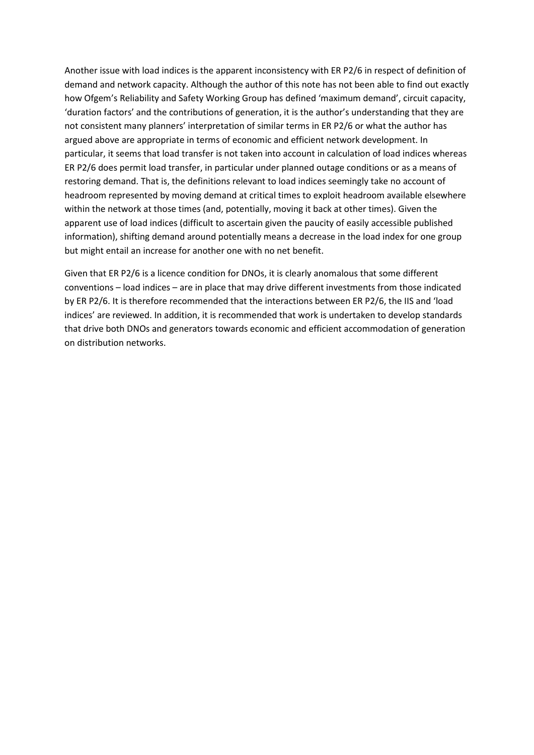Another issue with load indices is the apparent inconsistency with ER P2/6 in respect of definition of demand and network capacity. Although the author of this note has not been able to find out exactly how Ofgem's Reliability and Safety Working Group has defined 'maximum demand', circuit capacity, 'duration factors' and the contributions of generation, it is the author's understanding that they are not consistent many planners' interpretation of similar terms in ER P2/6 or what the author has argued above are appropriate in terms of economic and efficient network development. In particular, it seems that load transfer is not taken into account in calculation of load indices whereas ER P2/6 does permit load transfer, in particular under planned outage conditions or as a means of restoring demand. That is, the definitions relevant to load indices seemingly take no account of headroom represented by moving demand at critical times to exploit headroom available elsewhere within the network at those times (and, potentially, moving it back at other times). Given the apparent use of load indices (difficult to ascertain given the paucity of easily accessible published information), shifting demand around potentially means a decrease in the load index for one group but might entail an increase for another one with no net benefit.

Given that ER P2/6 is a licence condition for DNOs, it is clearly anomalous that some different conventions – load indices – are in place that may drive different investments from those indicated by ER P2/6. It is therefore recommended that the interactions between ER P2/6, the IIS and 'load indices' are reviewed. In addition, it is recommended that work is undertaken to develop standards that drive both DNOs and generators towards economic and efficient accommodation of generation on distribution networks.